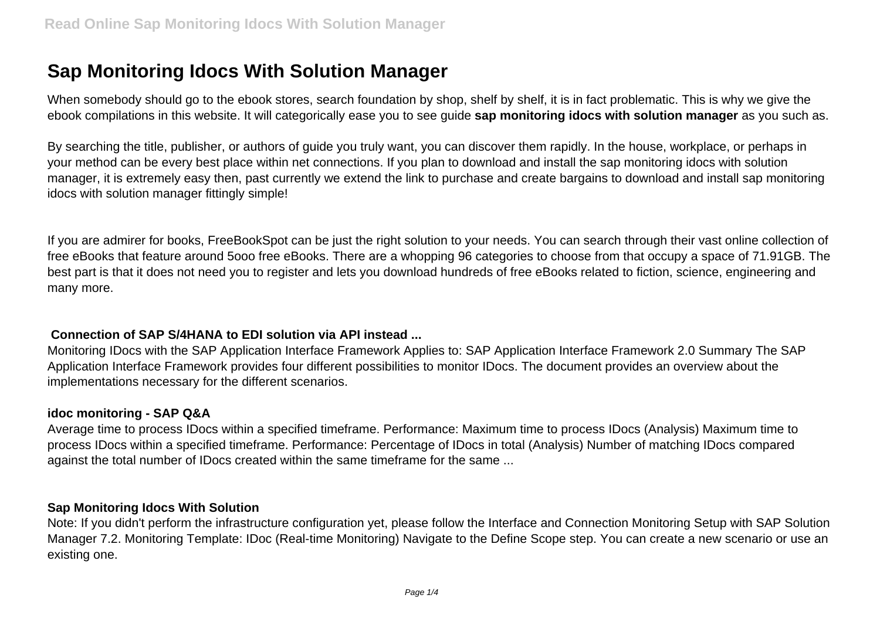# Sap Monitoring Idocs With Solution Manager

When somebody should go to the ebook stores, search foundation by shop, shelf by shelf, it is in fact problematic. This is why we give the ebook compilations in this website. It will categorically ease you to see guide **sap monitoring idocs with solution manager** as you such as.

By searching the title, publisher, or authors of guide you truly want, you can discover them rapidly. In the house, workplace, or perhaps in your method can be every best place within net connections. If you plan to download and install the sap monitoring idocs with solution manager, it is extremely easy then, past currently we extend the link to purchase and create bargains to download and install sap monitoring idocs with solution manager fittingly simple!

If you are admirer for books, FreeBookSpot can be just the right solution to your needs. You can search through their vast online collection of free eBooks that feature around 5ooo free eBooks. There are a whopping 96 categories to choose from that occupy a space of 71.91GB. The best part is that it does not need you to register and lets you download hundreds of free eBooks related to fiction, science, engineering and many more.

### Connection of SAP S/4HANA to EDI solution via API instead ...

Monitoring IDocs with the SAP Application Interface Framework Applies to: SAP Application Interface Framework 2.0 Summary The SAP Application Interface Framework provides four different possibilities to monitor IDocs. The document provides an overview about the implementations necessary for the different scenarios.

### idoc monitoring - SAP Q&A

Average time to process IDocs within a specified timeframe. Performance: Maximum time to process IDocs (Analysis) Maximum time to process IDocs within a specified timeframe. Performance: Percentage of IDocs in total (Analysis) Number of matching IDocs compared against the total number of IDocs created within the same timeframe for the same ...

### Sap Monitoring Idocs With Solution

Note: If you didn't perform the infrastructure configuration yet, please follow the Interface and Connection Monitoring Setup with SAP Solution Manager 7.2. Monitoring Template: IDoc (Real-time Monitoring) Navigate to the Define Scope step. You can create a new scenario or use an existing one.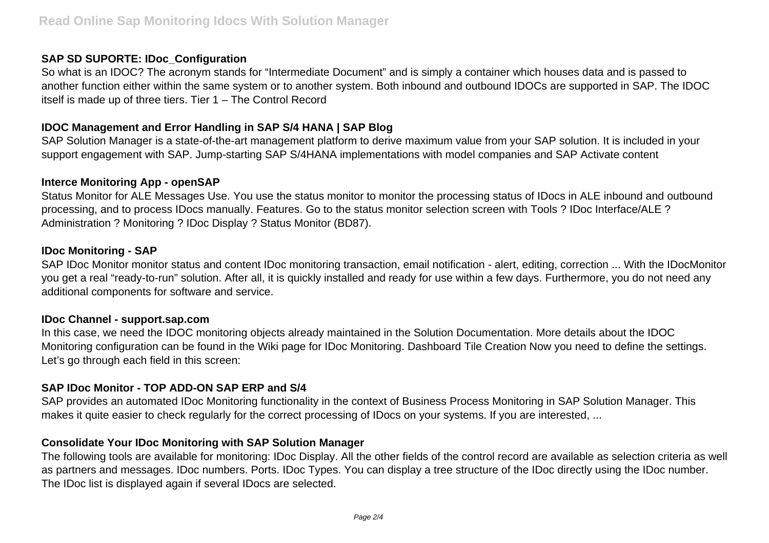### SAP SD SUPORTE: IDoc_Configuration

So what is an IDOC? The acronym stands for "Intermediate Document" and is simply a container which houses data and is passed to another function either within the same system or to another system. Both inbound and outbound IDOCs are supported in SAP. The IDOC itself is made up of three tiers. Tier 1 – The Control Record

### IDOC Management and Error Handling in SAP S/4 HANA | SAP Blog

SAP Solution Manager is a state-of-the-art management platform to derive maximum value from your SAP solution. It is included in your support engagement with SAP. Jump-starting SAP S/4HANA implementations with model companies and SAP Activate content

### Interce Monitoring App - openSAP

Status Monitor for ALE Messages Use. You use the status monitor to monitor the processing status of IDocs in ALE inbound and outbound processing, and to process IDocs manually. Features. Go to the status monitor selection screen with Tools ? IDoc Interface/ALE ? Administration ? Monitoring ? IDoc Display ? Status Monitor (BD87).

### IDoc Monitoring - SAP

SAP IDoc Monitor monitor status and content IDoc monitoring transaction, email notification - alert, editing, correction ... With the IDocMonitor you get a real "ready-to-run" solution. After all, it is quickly installed and ready for use within a few days. Furthermore, you do not need any additional components for software and service.

### IDoc Channel - support.sap.com

In this case, we need the IDOC monitoring objects already maintained in the Solution Documentation. More details about the IDOC Monitoring configuration can be found in the Wiki page for IDoc Monitoring. Dashboard Tile Creation Now you need to define the settings. Let's go through each field in this screen:

### SAP IDoc Monitor - TOP ADD-ON SAP ERP and S/4

SAP provides an automated IDoc Monitoring functionality in the context of Business Process Monitoring in SAP Solution Manager. This makes it quite easier to check regularly for the correct processing of IDocs on your systems. If you are interested, ...

### Consolidate Your IDoc Monitoring with SAP Solution Manager

The following tools are available for monitoring: IDoc Display. All the other fields of the control record are available as selection criteria as well as partners and messages. IDoc numbers. Ports. IDoc Types. You can display a tree structure of the IDoc directly using the IDoc number. The IDoc list is displayed again if several IDocs are selected.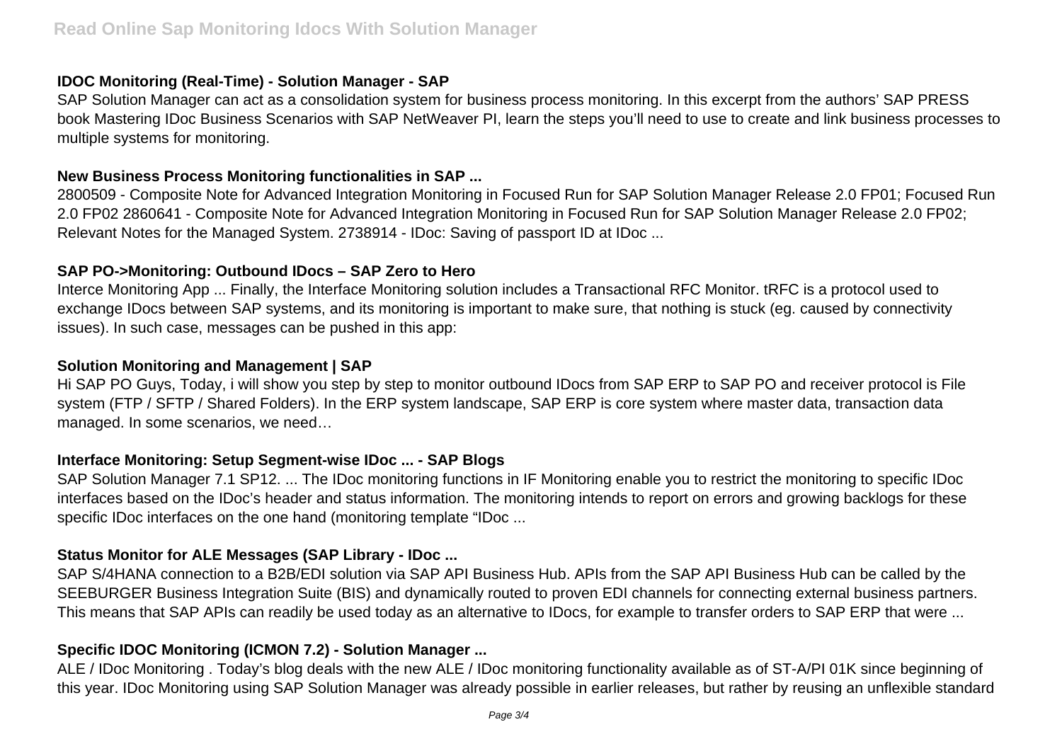### IDOC Monitoring (Real-Time) - Solution Manager - SAP

SAP Solution Manager can act as a consolidation system for business process monitoring. In this excerpt from the authors' SAP PRESS book Mastering IDoc Business Scenarios with SAP NetWeaver PI, learn the steps you'll need to use to create and link business processes to multiple systems for monitoring.

### New Business Process Monitoring functionalities in SAP ...

2800509 - Composite Note for Advanced Integration Monitoring in Focused Run for SAP Solution Manager Release 2.0 FP01; Focused Run 2.0 FP02 2860641 - Composite Note for Advanced Integration Monitoring in Focused Run for SAP Solution Manager Release 2.0 FP02; Relevant Notes for the Managed System. 2738914 - IDoc: Saving of passport ID at IDoc ...

### SAP PO->Monitoring: Outbound IDocs – SAP Zero to Hero

Interce Monitoring App ... Finally, the Interface Monitoring solution includes a Transactional RFC Monitor. tRFC is a protocol used to exchange IDocs between SAP systems, and its monitoring is important to make sure, that nothing is stuck (eg. caused by connectivity issues). In such case, messages can be pushed in this app:

### Solution Monitoring and Management | SAP

Hi SAP PO Guys, Today, i will show you step by step to monitor outbound IDocs from SAP ERP to SAP PO and receiver protocol is File system (FTP / SFTP / Shared Folders). In the ERP system landscape, SAP ERP is core system where master data, transaction data managed. In some scenarios, we need…

### Interface Monitoring: Setup Segment-wise IDoc ... - SAP Blogs

SAP Solution Manager 7.1 SP12. ... The IDoc monitoring functions in IF Monitoring enable you to restrict the monitoring to specific IDoc interfaces based on the IDoc's header and status information. The monitoring intends to report on errors and growing backlogs for these specific IDoc interfaces on the one hand (monitoring template "IDoc ...

### Status Monitor for ALE Messages (SAP Library - IDoc ...

SAP S/4HANA connection to a B2B/EDI solution via SAP API Business Hub. APIs from the SAP API Business Hub can be called by the SEEBURGER Business Integration Suite (BIS) and dynamically routed to proven EDI channels for connecting external business partners. This means that SAP APIs can readily be used today as an alternative to IDocs, for example to transfer orders to SAP ERP that were ...

### Specific IDOC Monitoring (ICMON 7.2) - Solution Manager ...

ALE / IDoc Monitoring . Today's blog deals with the new ALE / IDoc monitoring functionality available as of ST-A/PI 01K since beginning of this year. IDoc Monitoring using SAP Solution Manager was already possible in earlier releases, but rather by reusing an unflexible standard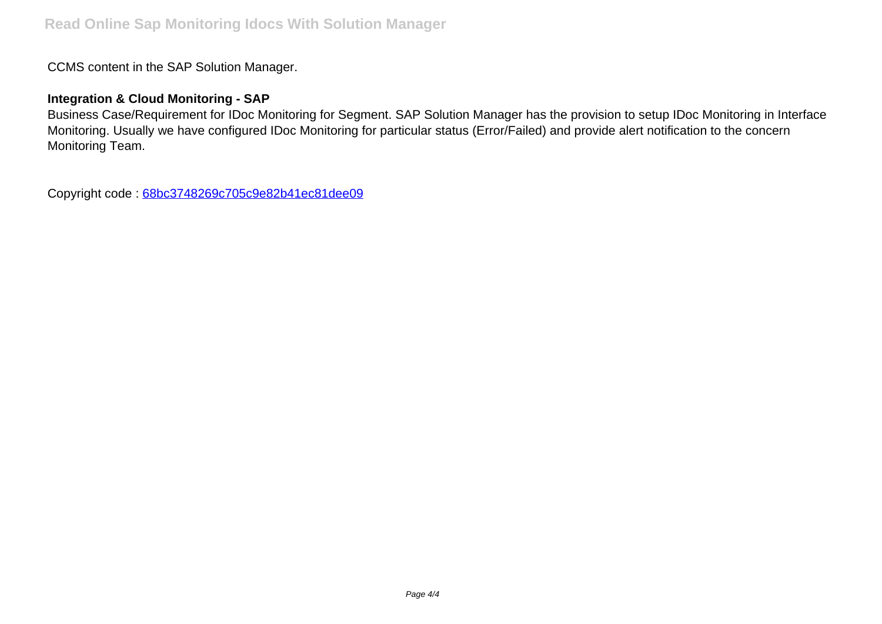CCMS content in the SAP Solution Manager.

**Integration & Cloud Monitoring - SAP**

Business Case/Requirement for IDoc Monitoring for Segment. SAP Solution Manager has the provision to setup IDoc Monitoring in Interface Monitoring. Usually we have configured IDoc Monitoring for particular status (Error/Failed) and provide alert notification to the concern Monitoring Team.

Copyright code : 68bc3748269c705c9e82b41ec81dee09